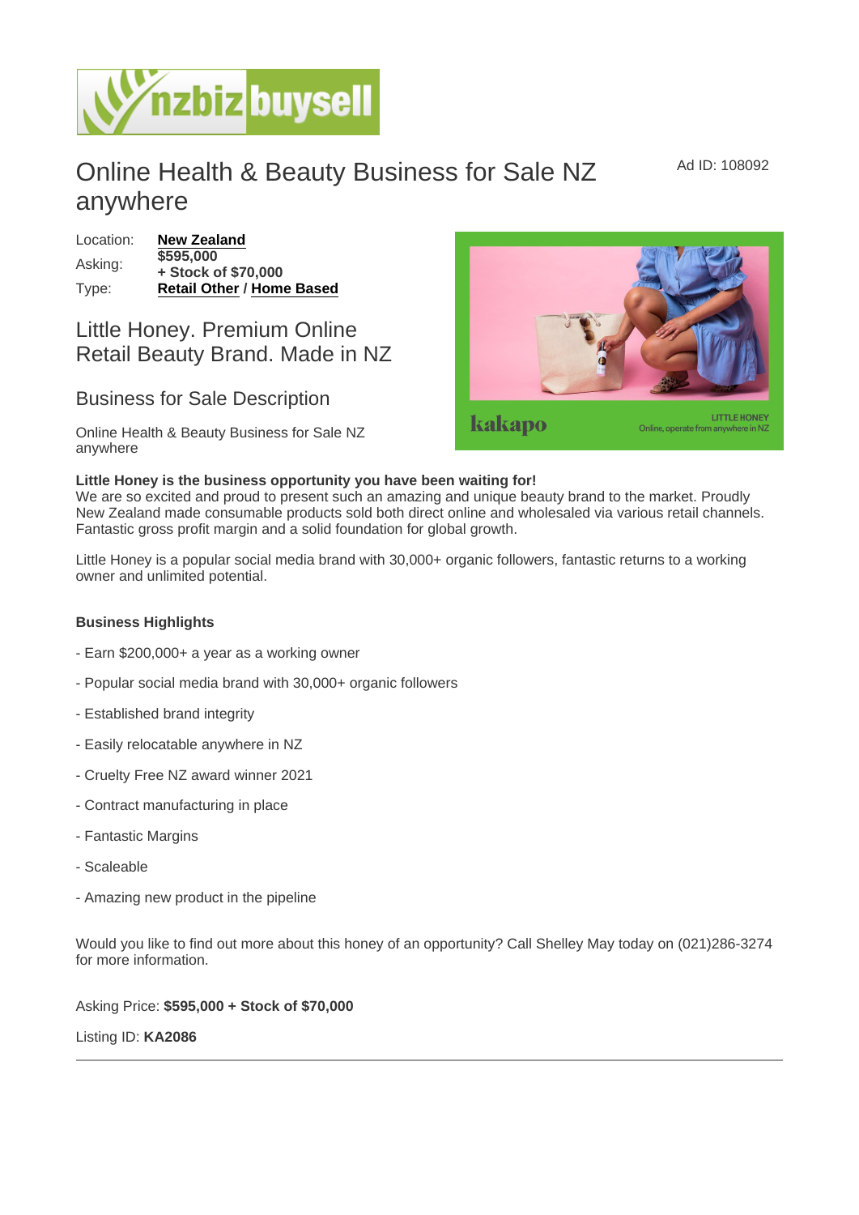# Online Health & Beauty Business for Sale NZ anywhere

Ad ID: 108092

| | |
|---|---|
| Location: | **New Zealand** |
| Asking: | **$595,000 + Stock of $70,000** |
| Type: | **Retail Other / Home Based** |

## Little Honey. Premium Online Retail Beauty Brand. Made in NZ

## Business for Sale Description

Online Health & Beauty Business for Sale NZ anywhere

**Little Honey is the business opportunity you have been waiting for!**
We are so excited and proud to present such an amazing and unique beauty brand to the market. Proudly New Zealand made consumable products sold both direct online and wholesaled via various retail channels. Fantastic gross profit margin and a solid foundation for global growth.

Little Honey is a popular social media brand with 30,000+ organic followers, fantastic returns to a working owner and unlimited potential.

**Business Highlights**

- Earn $200,000+ a year as a working owner
- Popular social media brand with 30,000+ organic followers
- Established brand integrity
- Easily relocatable anywhere in NZ
- Cruelty Free NZ award winner 2021
- Contract manufacturing in place
- Fantastic Margins
- Scaleable
- Amazing new product in the pipeline

Would you like to find out more about this honey of an opportunity? Call Shelley May today on (021)286-3274 for more information.

Asking Price: **$595,000 + Stock of $70,000**

Listing ID: **KA2086**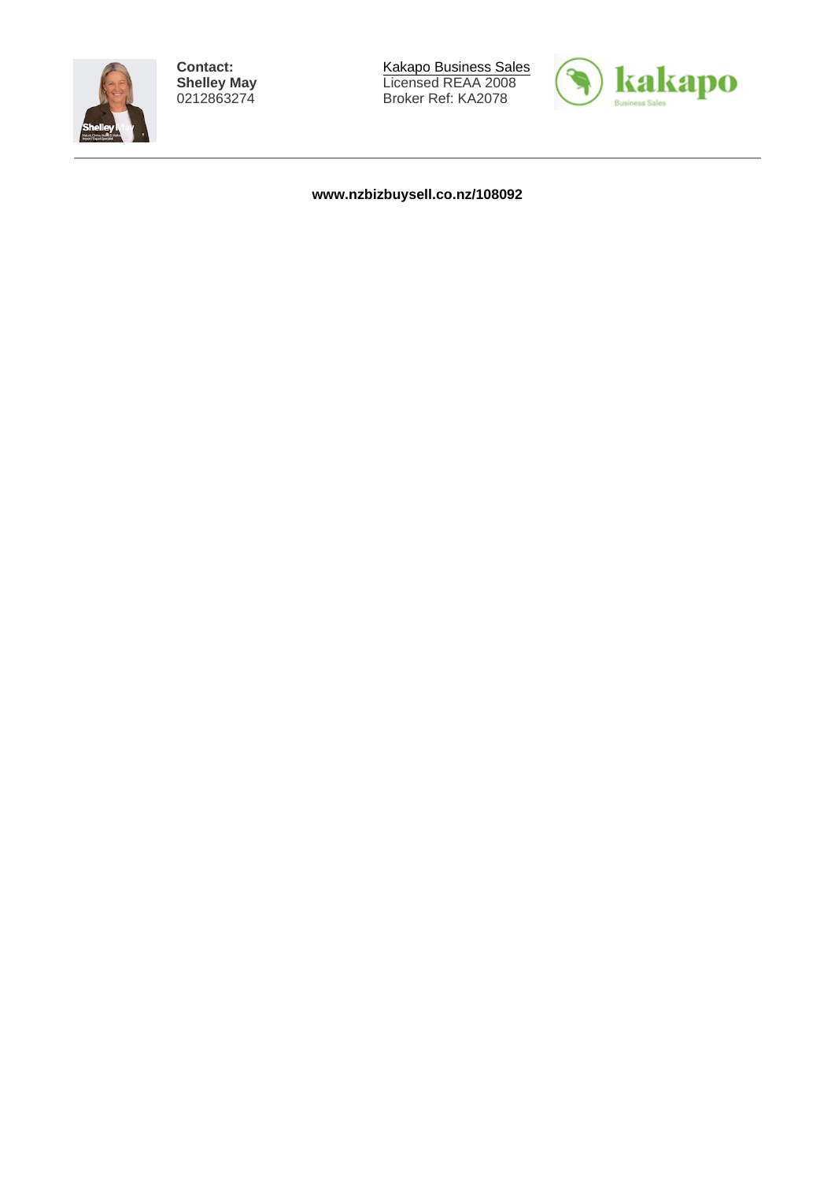**Contact:**
**Shelley May**
0212863274

Kakapo Business Sales
Licensed REAA 2008
Broker Ref: KA2078

---

**www.nzbizbuysell.co.nz/108092**